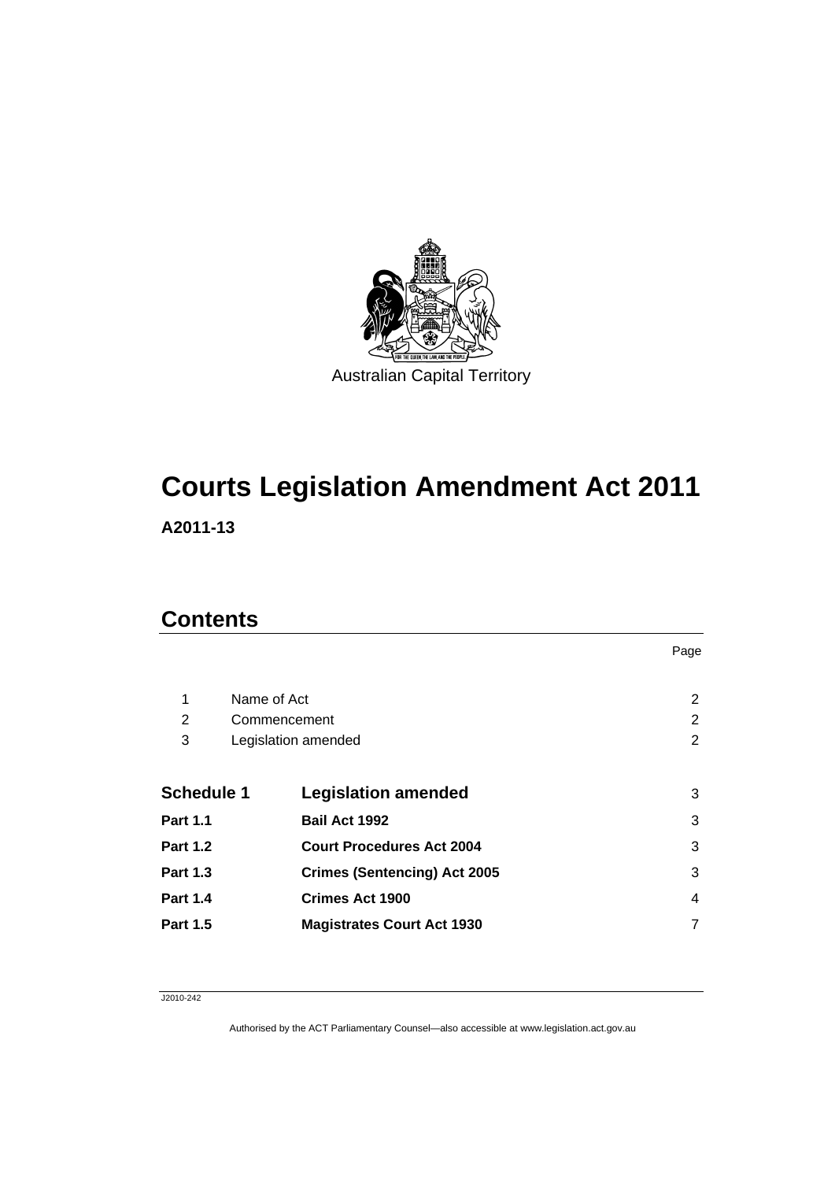Australian Capital Territory

# Courts Legislation Amendment Act 2011

**A2011-13**

## Contents

| | | Page |
|---|---|---|
| 1 | Name of Act | 2 |
| 2 | Commencement | 2 |
| 3 | Legislation amended | 2 |
| **Schedule 1** | **Legislation amended** | 3 |
| **Part 1.1** | **Bail Act 1992** | 3 |
| **Part 1.2** | **Court Procedures Act 2004** | 3 |
| **Part 1.3** | **Crimes (Sentencing) Act 2005** | 3 |
| **Part 1.4** | **Crimes Act 1900** | 4 |
| **Part 1.5** | **Magistrates Court Act 1930** | 7 |

J2010-242

Authorised by the ACT Parliamentary Counsel—also accessible at www.legislation.act.gov.au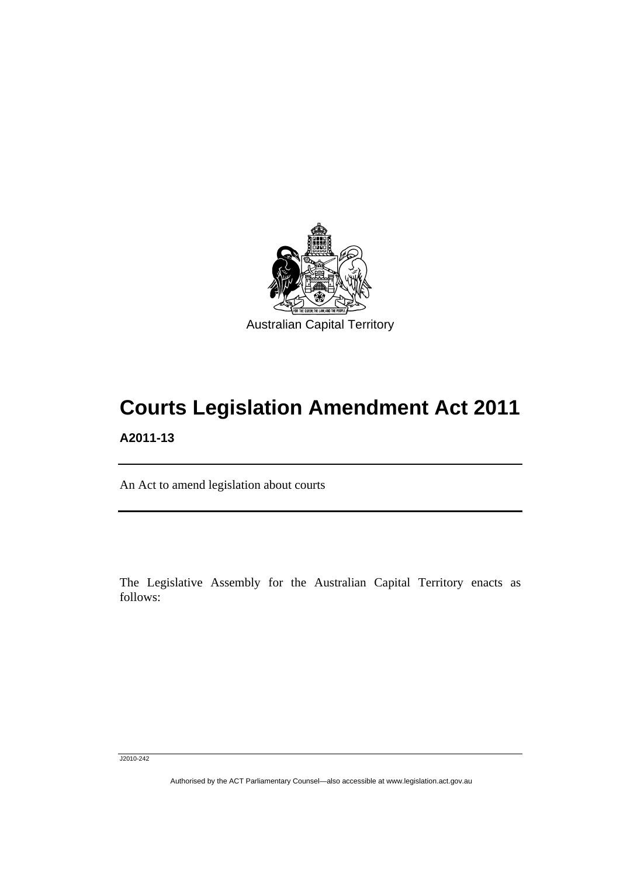Australian Capital Territory

# Courts Legislation Amendment Act 2011

**A2011-13**

An Act to amend legislation about courts

The Legislative Assembly for the Australian Capital Territory enacts as follows:

J2010-242

Authorised by the ACT Parliamentary Counsel—also accessible at www.legislation.act.gov.au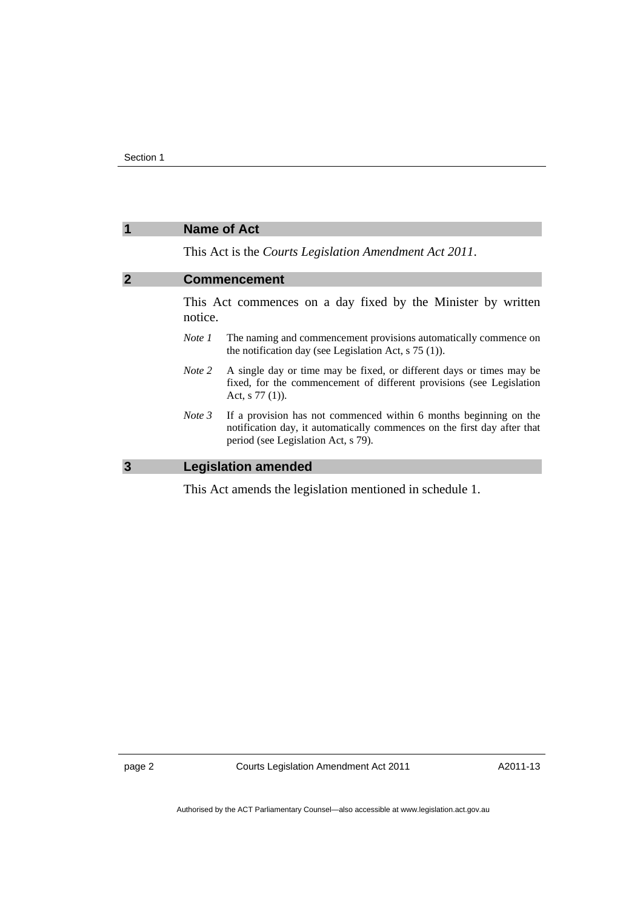## 1 Name of Act

This Act is the *Courts Legislation Amendment Act 2011*.

## 2 Commencement

This Act commences on a day fixed by the Minister by written notice.

*Note 1* The naming and commencement provisions automatically commence on the notification day (see Legislation Act, s 75 (1)).

*Note 2* A single day or time may be fixed, or different days or times may be fixed, for the commencement of different provisions (see Legislation Act, s 77 (1)).

*Note 3* If a provision has not commenced within 6 months beginning on the notification day, it automatically commences on the first day after that period (see Legislation Act, s 79).

## 3 Legislation amended

This Act amends the legislation mentioned in schedule 1.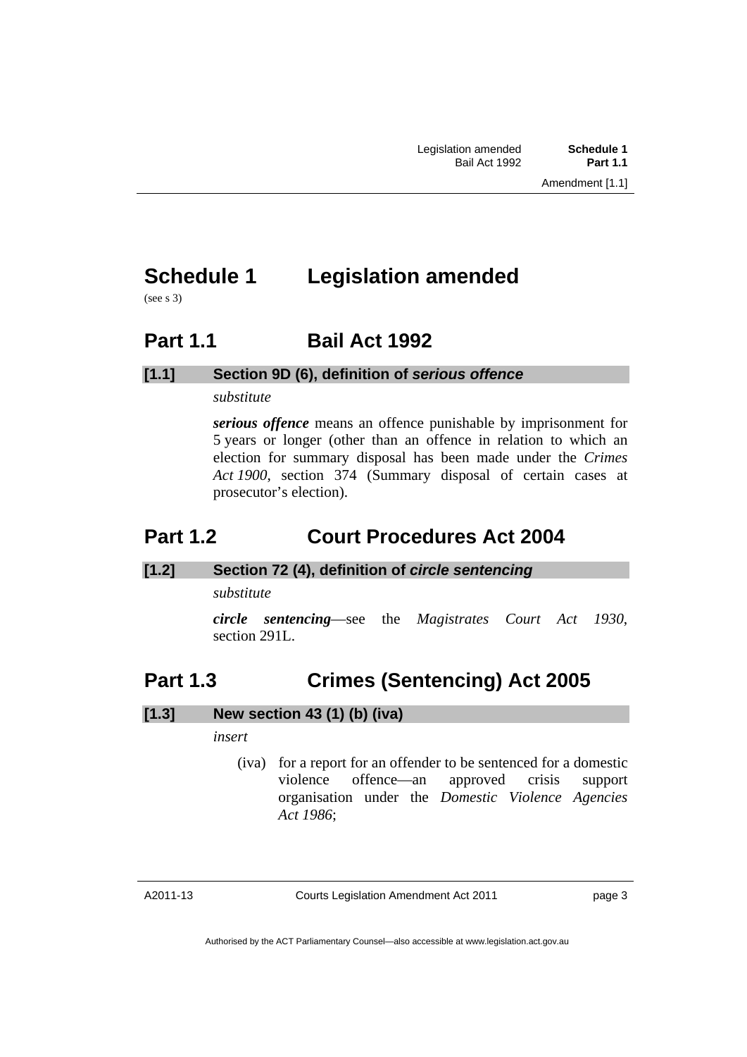# Schedule 1 Legislation amended

(see s 3)

## Part 1.1 Bail Act 1992

### [1.1] Section 9D (6), definition of *serious offence*

*substitute*

***serious offence*** means an offence punishable by imprisonment for 5 years or longer (other than an offence in relation to which an election for summary disposal has been made under the *Crimes Act 1900*, section 374 (Summary disposal of certain cases at prosecutor's election).

## Part 1.2 Court Procedures Act 2004

### [1.2] Section 72 (4), definition of *circle sentencing*

*substitute*

***circle sentencing***—see the *Magistrates Court Act 1930*, section 291L.

## Part 1.3 Crimes (Sentencing) Act 2005

### [1.3] New section 43 (1) (b) (iva)

*insert*

(iva) for a report for an offender to be sentenced for a domestic violence offence—an approved crisis support organisation under the *Domestic Violence Agencies Act 1986*;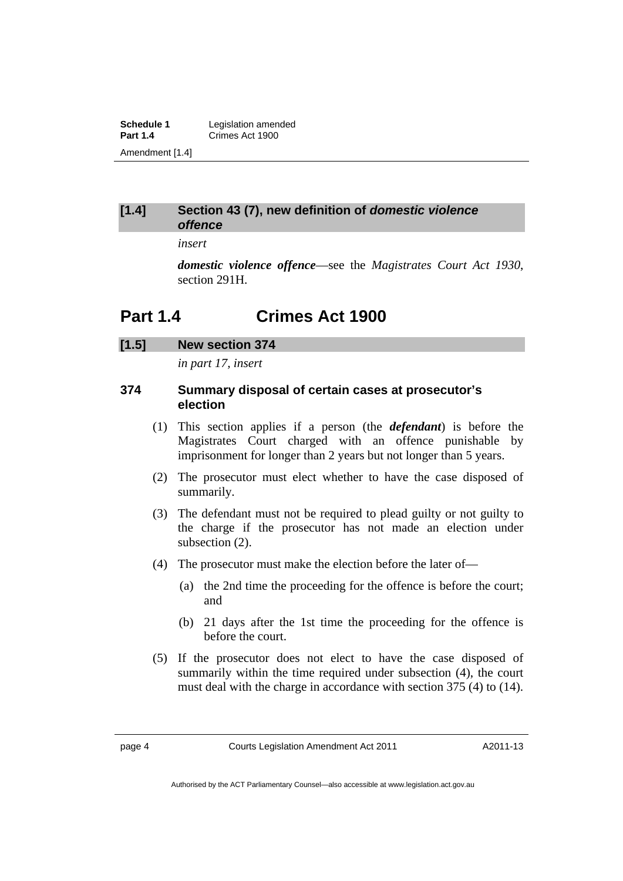### [1.4] Section 43 (7), new definition of *domestic violence offence*

*insert*

***domestic violence offence***—see the *Magistrates Court Act 1930*, section 291H.

## Part 1.4 Crimes Act 1900

### [1.5] New section 374

*in part 17, insert*

#### 374 Summary disposal of certain cases at prosecutor's election

(1) This section applies if a person (the ***defendant***) is before the Magistrates Court charged with an offence punishable by imprisonment for longer than 2 years but not longer than 5 years.

(2) The prosecutor must elect whether to have the case disposed of summarily.

(3) The defendant must not be required to plead guilty or not guilty to the charge if the prosecutor has not made an election under subsection (2).

(4) The prosecutor must make the election before the later of—

- (a) the 2nd time the proceeding for the offence is before the court; and
- (b) 21 days after the 1st time the proceeding for the offence is before the court.

(5) If the prosecutor does not elect to have the case disposed of summarily within the time required under subsection (4), the court must deal with the charge in accordance with section 375 (4) to (14).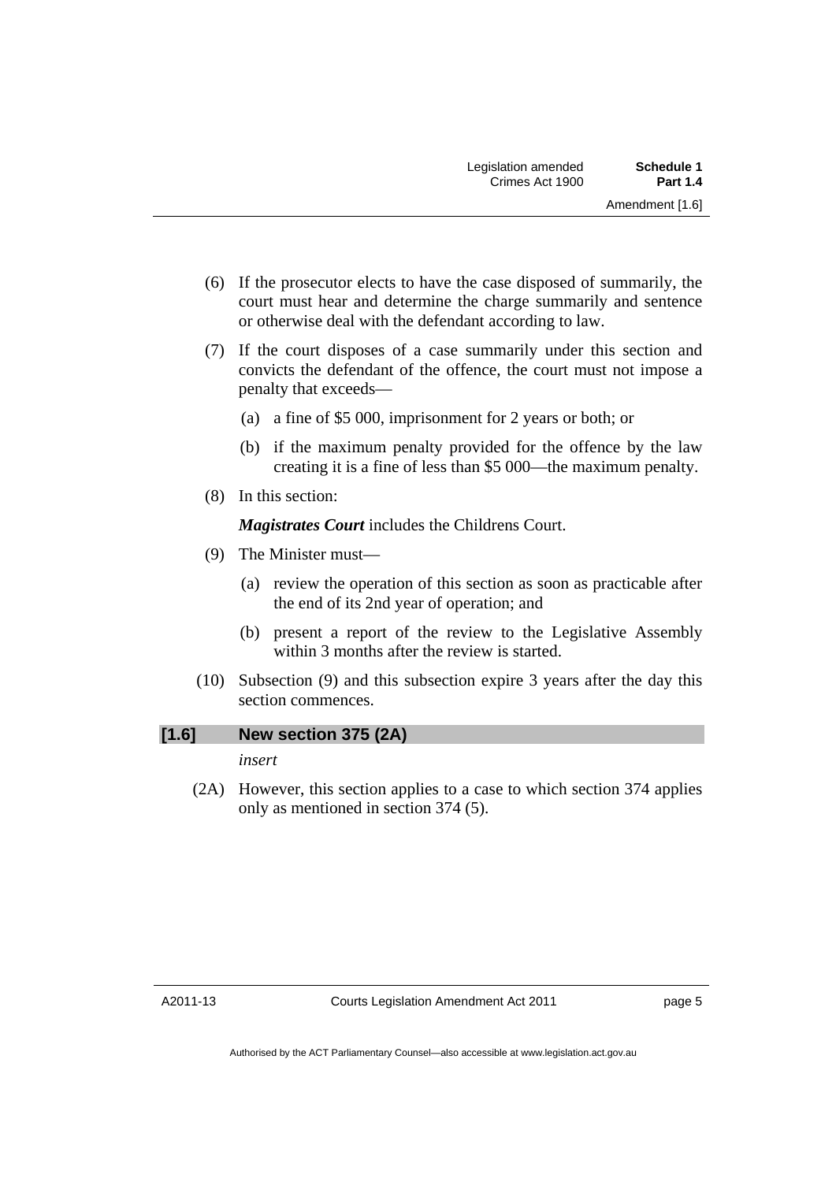(6) If the prosecutor elects to have the case disposed of summarily, the court must hear and determine the charge summarily and sentence or otherwise deal with the defendant according to law.

(7) If the court disposes of a case summarily under this section and convicts the defendant of the offence, the court must not impose a penalty that exceeds—

(a) a fine of $5 000, imprisonment for 2 years or both; or

(b) if the maximum penalty provided for the offence by the law creating it is a fine of less than $5 000—the maximum penalty.

(8) In this section:

***Magistrates Court*** includes the Childrens Court.

(9) The Minister must—

(a) review the operation of this section as soon as practicable after the end of its 2nd year of operation; and

(b) present a report of the review to the Legislative Assembly within 3 months after the review is started.

(10) Subsection (9) and this subsection expire 3 years after the day this section commences.

### [1.6] New section 375 (2A)

*insert*

(2A) However, this section applies to a case to which section 374 applies only as mentioned in section 374 (5).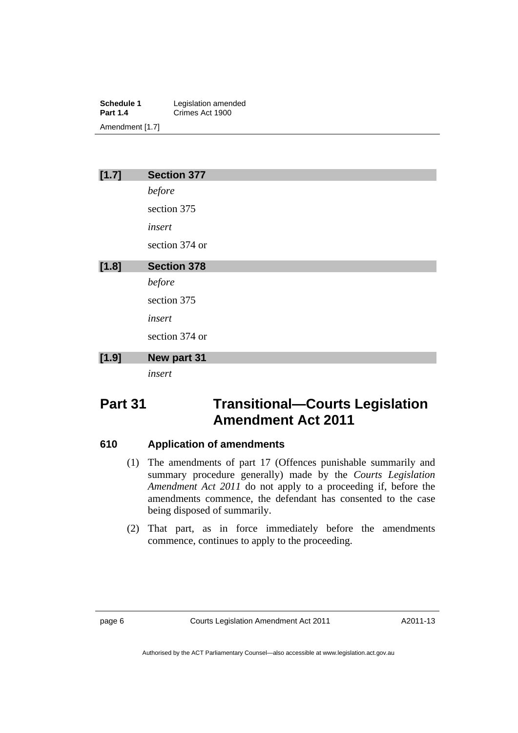**[1.7] Section 377**

*before*

section 375

*insert*

section 374 or

**[1.8] Section 378**

*before*

section 375

*insert*

section 374 or

**[1.9] New part 31**

*insert*

# Part 31 Transitional—Courts Legislation Amendment Act 2011

### 610 Application of amendments

(1) The amendments of part 17 (Offences punishable summarily and summary procedure generally) made by the *Courts Legislation Amendment Act 2011* do not apply to a proceeding if, before the amendments commence, the defendant has consented to the case being disposed of summarily.

(2) That part, as in force immediately before the amendments commence, continues to apply to the proceeding.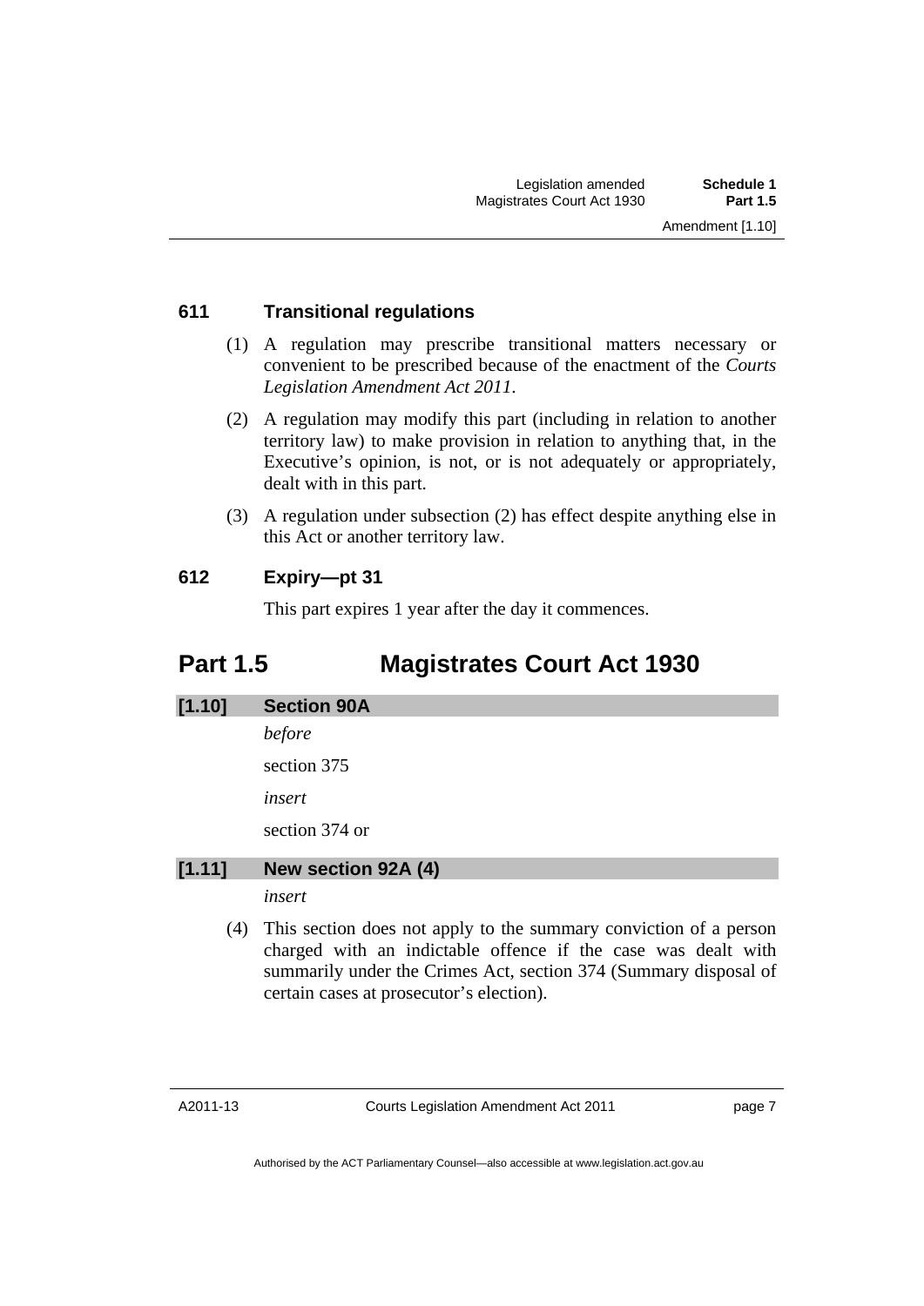### 611 Transitional regulations

(1) A regulation may prescribe transitional matters necessary or convenient to be prescribed because of the enactment of the *Courts Legislation Amendment Act 2011*.

(2) A regulation may modify this part (including in relation to another territory law) to make provision in relation to anything that, in the Executive's opinion, is not, or is not adequately or appropriately, dealt with in this part.

(3) A regulation under subsection (2) has effect despite anything else in this Act or another territory law.

### 612 Expiry—pt 31

This part expires 1 year after the day it commences.

## Part 1.5 Magistrates Court Act 1930

### [1.10] Section 90A

*before*

section 375

*insert*

section 374 or

### [1.11] New section 92A (4)

*insert*

(4) This section does not apply to the summary conviction of a person charged with an indictable offence if the case was dealt with summarily under the Crimes Act, section 374 (Summary disposal of certain cases at prosecutor's election).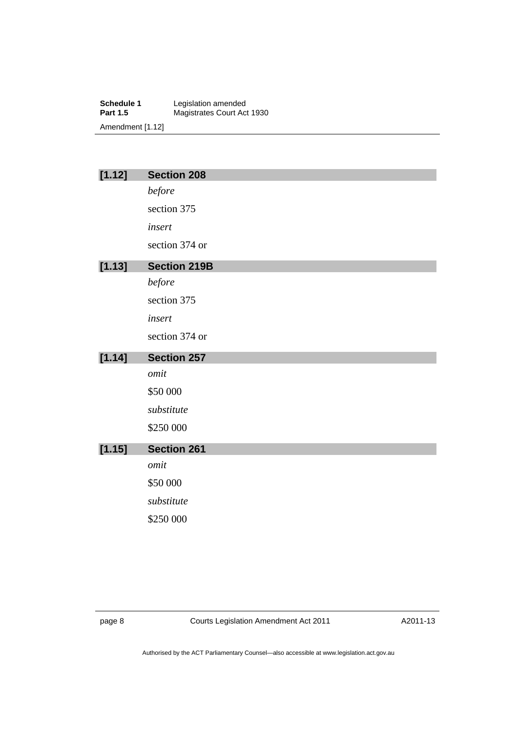### [1.12] Section 208

*before*

section 375

*insert*

section 374 or

### [1.13] Section 219B

*before*

section 375

*insert*

section 374 or

### [1.14] Section 257

*omit*

$50 000

*substitute*

$250 000

### [1.15] Section 261

*omit*

$50 000

*substitute*

$250 000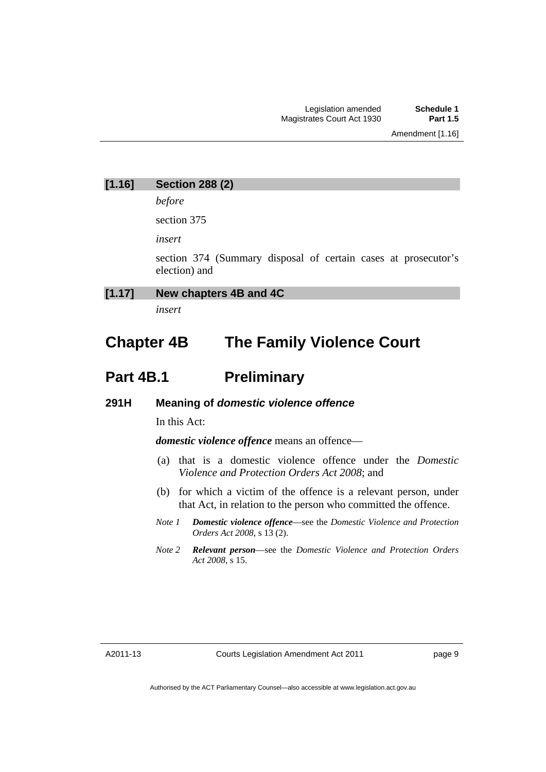**[1.16] Section 288 (2)**

*before*

section 375

*insert*

section 374 (Summary disposal of certain cases at prosecutor's election) and

**[1.17] New chapters 4B and 4C**

*insert*

# Chapter 4B The Family Violence Court

## Part 4B.1 Preliminary

### 291H Meaning of *domestic violence offence*

In this Act:

***domestic violence offence*** means an offence—

(a) that is a domestic violence offence under the *Domestic Violence and Protection Orders Act 2008*; and

(b) for which a victim of the offence is a relevant person, under that Act, in relation to the person who committed the offence.

*Note 1* ***Domestic violence offence***—see the *Domestic Violence and Protection Orders Act 2008*, s 13 (2).

*Note 2* ***Relevant person***—see the *Domestic Violence and Protection Orders Act 2008*, s 15.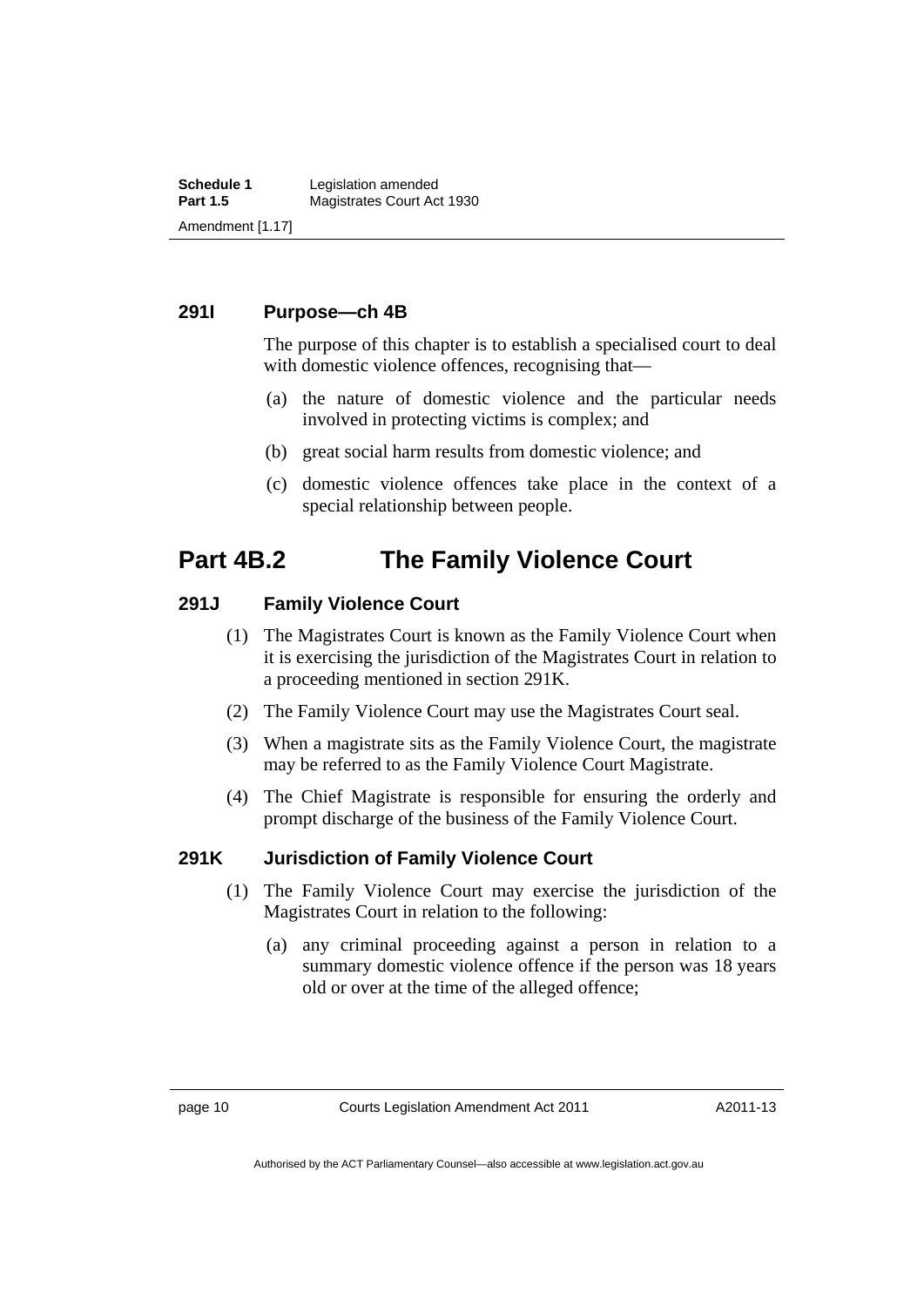### 291I Purpose—ch 4B

The purpose of this chapter is to establish a specialised court to deal with domestic violence offences, recognising that—

(a) the nature of domestic violence and the particular needs involved in protecting victims is complex; and

(b) great social harm results from domestic violence; and

(c) domestic violence offences take place in the context of a special relationship between people.

## Part 4B.2 The Family Violence Court

### 291J Family Violence Court

(1) The Magistrates Court is known as the Family Violence Court when it is exercising the jurisdiction of the Magistrates Court in relation to a proceeding mentioned in section 291K.

(2) The Family Violence Court may use the Magistrates Court seal.

(3) When a magistrate sits as the Family Violence Court, the magistrate may be referred to as the Family Violence Court Magistrate.

(4) The Chief Magistrate is responsible for ensuring the orderly and prompt discharge of the business of the Family Violence Court.

### 291K Jurisdiction of Family Violence Court

(1) The Family Violence Court may exercise the jurisdiction of the Magistrates Court in relation to the following:

(a) any criminal proceeding against a person in relation to a summary domestic violence offence if the person was 18 years old or over at the time of the alleged offence;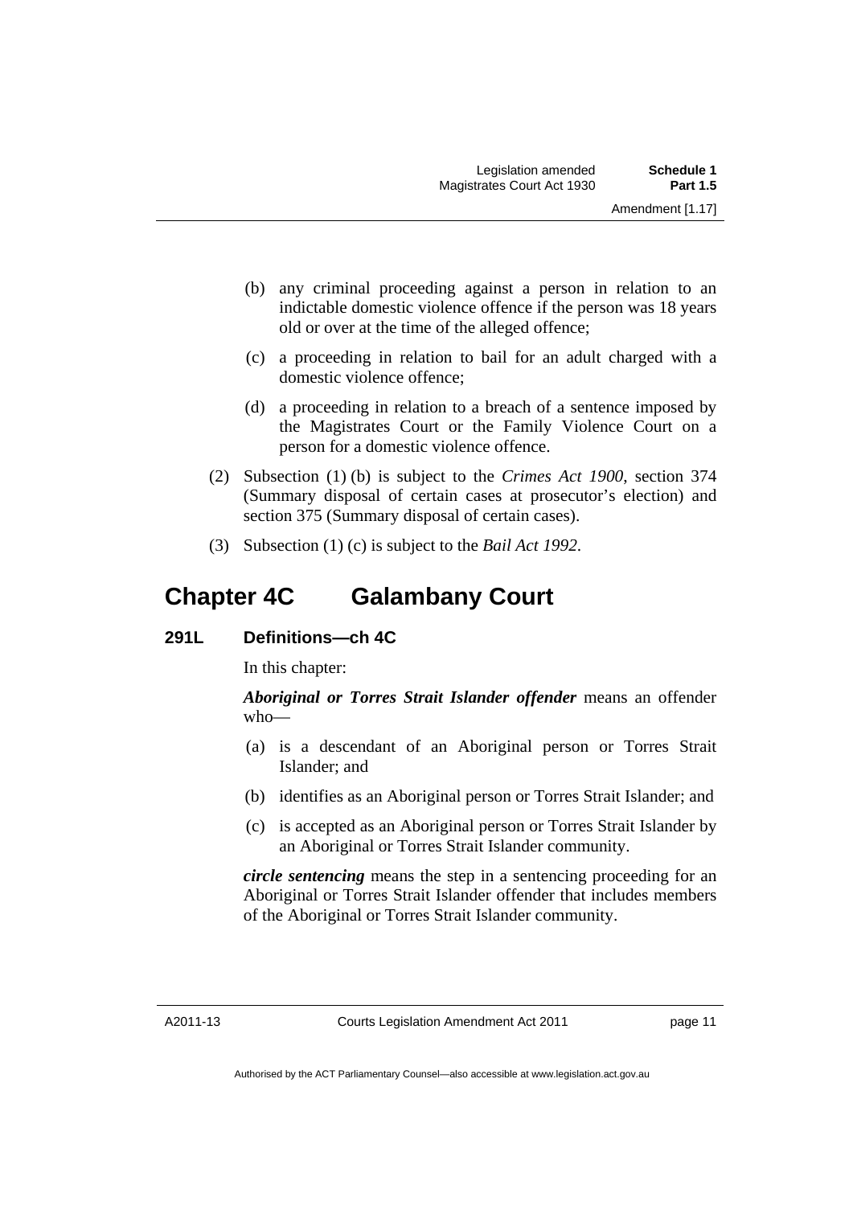(b) any criminal proceeding against a person in relation to an indictable domestic violence offence if the person was 18 years old or over at the time of the alleged offence;

(c) a proceeding in relation to bail for an adult charged with a domestic violence offence;

(d) a proceeding in relation to a breach of a sentence imposed by the Magistrates Court or the Family Violence Court on a person for a domestic violence offence.

(2) Subsection (1) (b) is subject to the *Crimes Act 1900*, section 374 (Summary disposal of certain cases at prosecutor's election) and section 375 (Summary disposal of certain cases).

(3) Subsection (1) (c) is subject to the *Bail Act 1992*.

# Chapter 4C Galambany Court

### 291L Definitions—ch 4C

In this chapter:

***Aboriginal or Torres Strait Islander offender*** means an offender who—

(a) is a descendant of an Aboriginal person or Torres Strait Islander; and

(b) identifies as an Aboriginal person or Torres Strait Islander; and

(c) is accepted as an Aboriginal person or Torres Strait Islander by an Aboriginal or Torres Strait Islander community.

***circle sentencing*** means the step in a sentencing proceeding for an Aboriginal or Torres Strait Islander offender that includes members of the Aboriginal or Torres Strait Islander community.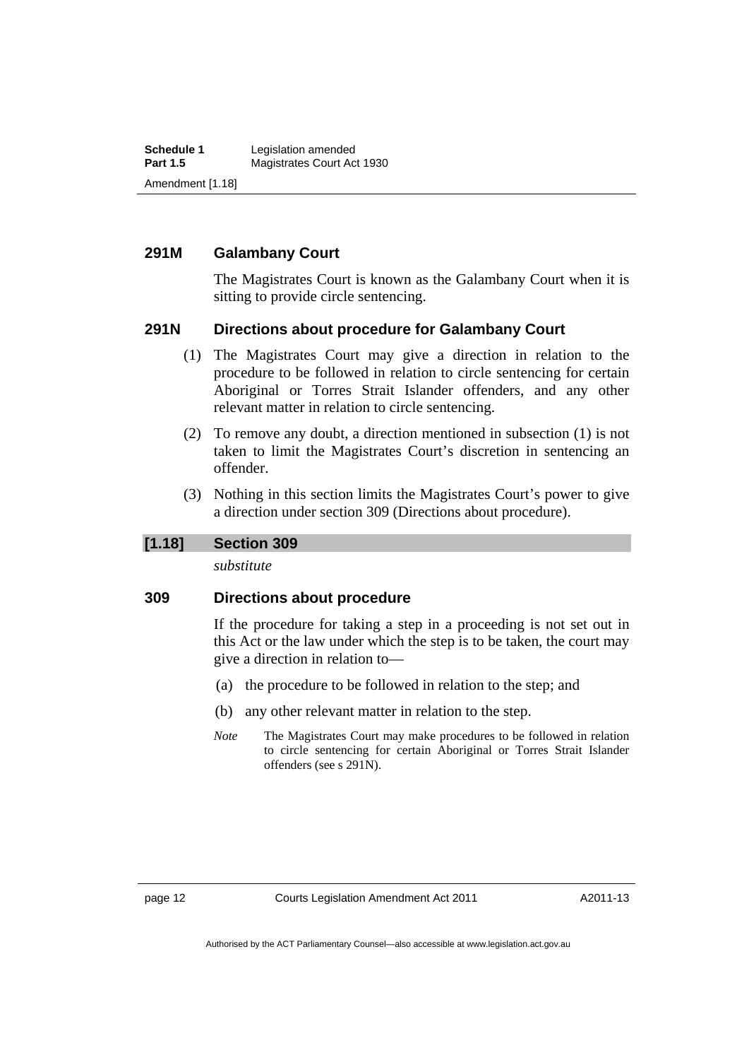### 291M Galambany Court

The Magistrates Court is known as the Galambany Court when it is sitting to provide circle sentencing.

### 291N Directions about procedure for Galambany Court

(1) The Magistrates Court may give a direction in relation to the procedure to be followed in relation to circle sentencing for certain Aboriginal or Torres Strait Islander offenders, and any other relevant matter in relation to circle sentencing.

(2) To remove any doubt, a direction mentioned in subsection (1) is not taken to limit the Magistrates Court's discretion in sentencing an offender.

(3) Nothing in this section limits the Magistrates Court's power to give a direction under section 309 (Directions about procedure).

## [1.18] Section 309

*substitute*

### 309 Directions about procedure

If the procedure for taking a step in a proceeding is not set out in this Act or the law under which the step is to be taken, the court may give a direction in relation to—

(a) the procedure to be followed in relation to the step; and

(b) any other relevant matter in relation to the step.

*Note* The Magistrates Court may make procedures to be followed in relation to circle sentencing for certain Aboriginal or Torres Strait Islander offenders (see s 291N).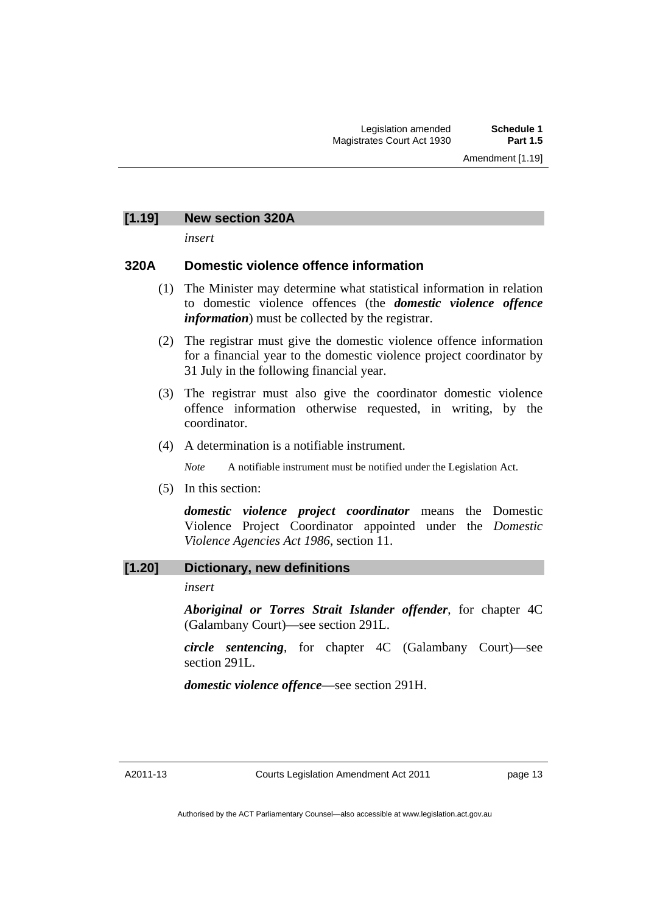## [1.19] New section 320A

*insert*

### 320A Domestic violence offence information

(1) The Minister may determine what statistical information in relation to domestic violence offences (the ***domestic violence offence information***) must be collected by the registrar.

(2) The registrar must give the domestic violence offence information for a financial year to the domestic violence project coordinator by 31 July in the following financial year.

(3) The registrar must also give the coordinator domestic violence offence information otherwise requested, in writing, by the coordinator.

(4) A determination is a notifiable instrument.

*Note* A notifiable instrument must be notified under the Legislation Act.

(5) In this section:

***domestic violence project coordinator*** means the Domestic Violence Project Coordinator appointed under the *Domestic Violence Agencies Act 1986*, section 11.

## [1.20] Dictionary, new definitions

*insert*

***Aboriginal or Torres Strait Islander offender***, for chapter 4C (Galambany Court)—see section 291L.

***circle sentencing***, for chapter 4C (Galambany Court)—see section 291L.

***domestic violence offence***—see section 291H.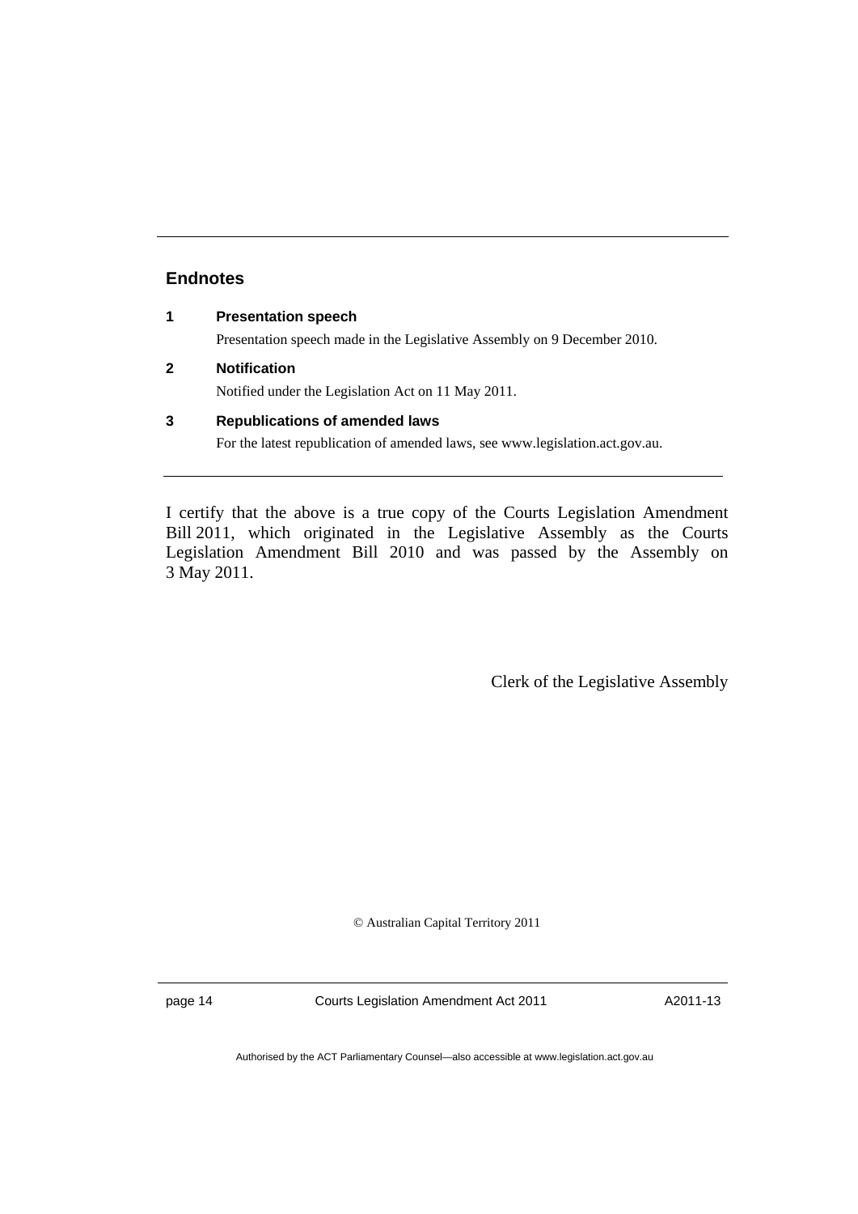## Endnotes

**1 Presentation speech**

Presentation speech made in the Legislative Assembly on 9 December 2010.

**2 Notification**

Notified under the Legislation Act on 11 May 2011.

**3 Republications of amended laws**

For the latest republication of amended laws, see www.legislation.act.gov.au.

---

I certify that the above is a true copy of the Courts Legislation Amendment Bill 2011, which originated in the Legislative Assembly as the Courts Legislation Amendment Bill 2010 and was passed by the Assembly on 3 May 2011.

Clerk of the Legislative Assembly

© Australian Capital Territory 2011